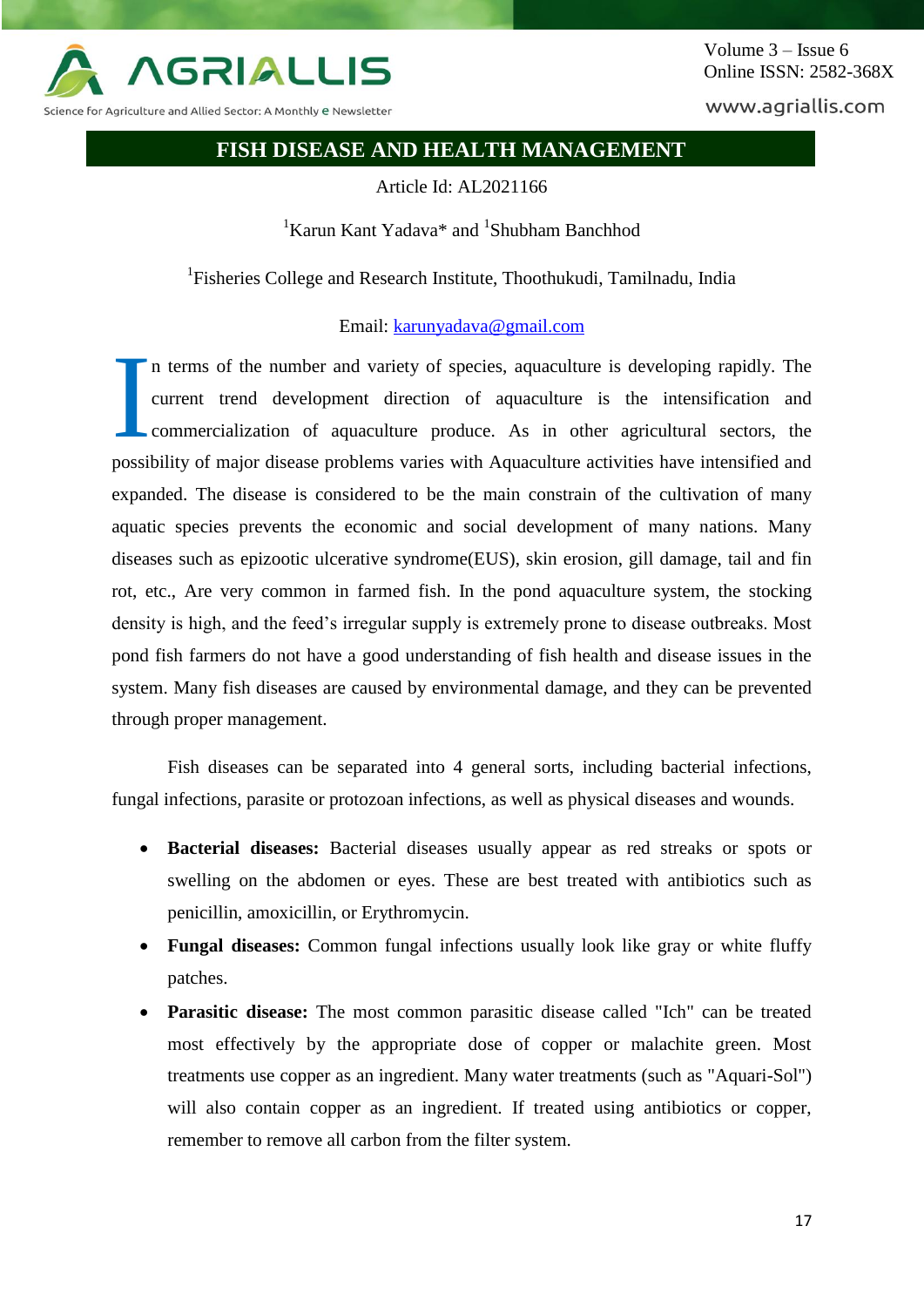# FISH DISEASE AND HEALTH MANAGEMENT

Article Id: AL2021166

[1]Karun Kant Yadava* and [1]Shubham Banchhod

[1]Fisheries College and Research Institute, Thoothukudi, Tamilnadu, India

Email: karunyadava@gmail.com

In terms of the number and variety of species, aquaculture is developing rapidly. The current trend development direction of aquaculture is the intensification and commercialization of aquaculture produce. As in other agricultural sectors, the possibility of major disease problems varies with Aquaculture activities have intensified and expanded. The disease is considered to be the main constrain of the cultivation of many aquatic species prevents the economic and social development of many nations. Many diseases such as epizootic ulcerative syndrome(EUS), skin erosion, gill damage, tail and fin rot, etc., Are very common in farmed fish. In the pond aquaculture system, the stocking density is high, and the feed's irregular supply is extremely prone to disease outbreaks. Most pond fish farmers do not have a good understanding of fish health and disease issues in the system. Many fish diseases are caused by environmental damage, and they can be prevented through proper management.

Fish diseases can be separated into 4 general sorts, including bacterial infections, fungal infections, parasite or protozoan infections, as well as physical diseases and wounds.

- **Bacterial diseases:** Bacterial diseases usually appear as red streaks or spots or swelling on the abdomen or eyes. These are best treated with antibiotics such as penicillin, amoxicillin, or Erythromycin.
- **Fungal diseases:** Common fungal infections usually look like gray or white fluffy patches.
- **Parasitic disease:** The most common parasitic disease called "Ich" can be treated most effectively by the appropriate dose of copper or malachite green. Most treatments use copper as an ingredient. Many water treatments (such as "Aquari-Sol") will also contain copper as an ingredient. If treated using antibiotics or copper, remember to remove all carbon from the filter system.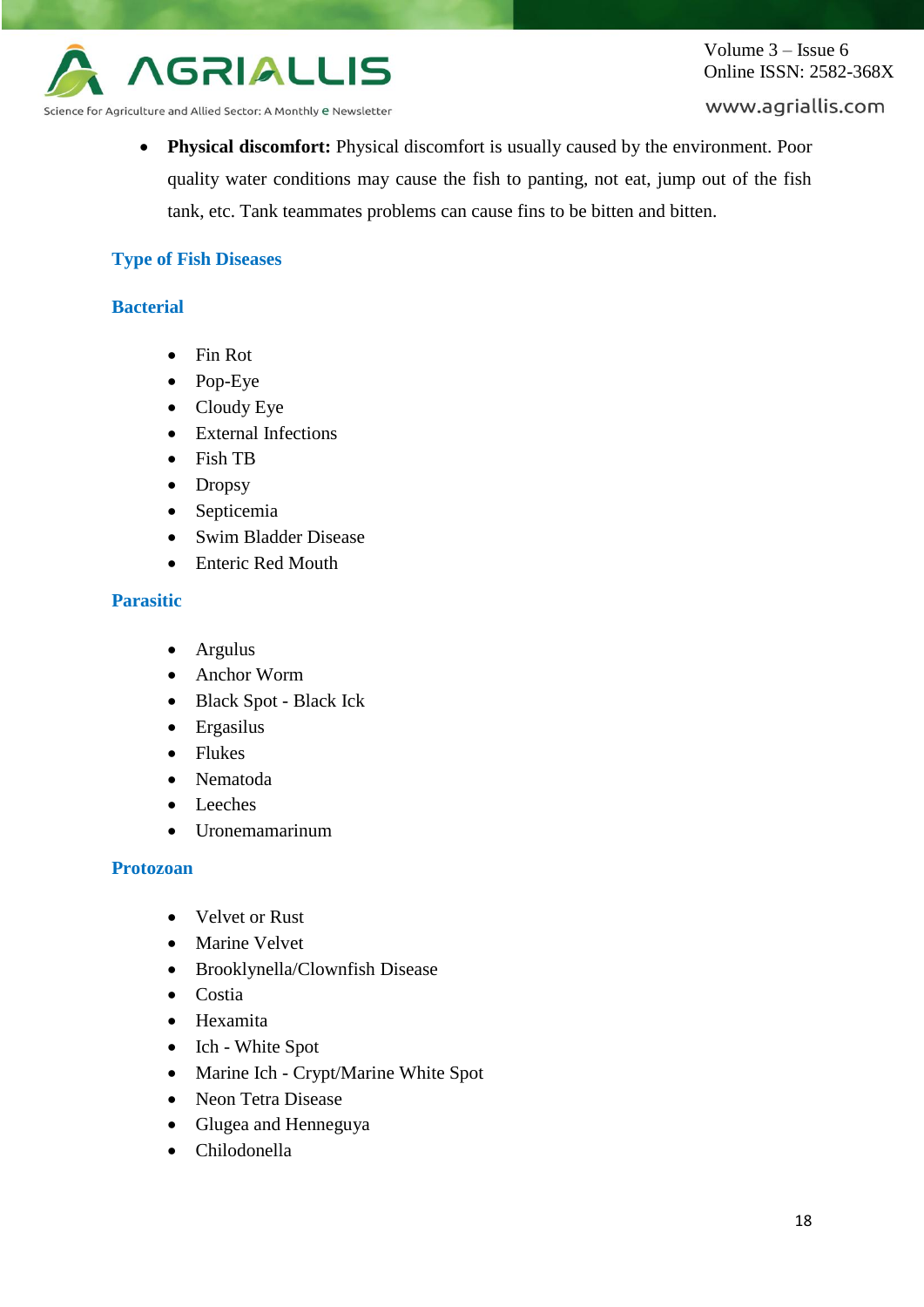- **Physical discomfort:** Physical discomfort is usually caused by the environment. Poor quality water conditions may cause the fish to panting, not eat, jump out of the fish tank, etc. Tank teammates problems can cause fins to be bitten and bitten.

## Type of Fish Diseases

### Bacterial

- Fin Rot
- Pop-Eye
- Cloudy Eye
- External Infections
- Fish TB
- Dropsy
- Septicemia
- Swim Bladder Disease
- Enteric Red Mouth

### Parasitic

- Argulus
- Anchor Worm
- Black Spot - Black Ick
- Ergasilus
- Flukes
- Nematoda
- Leeches
- Uronemamarinum

### Protozoan

- Velvet or Rust
- Marine Velvet
- Brooklynella/Clownfish Disease
- Costia
- Hexamita
- Ich - White Spot
- Marine Ich - Crypt/Marine White Spot
- Neon Tetra Disease
- Glugea and Henneguya
- Chilodonella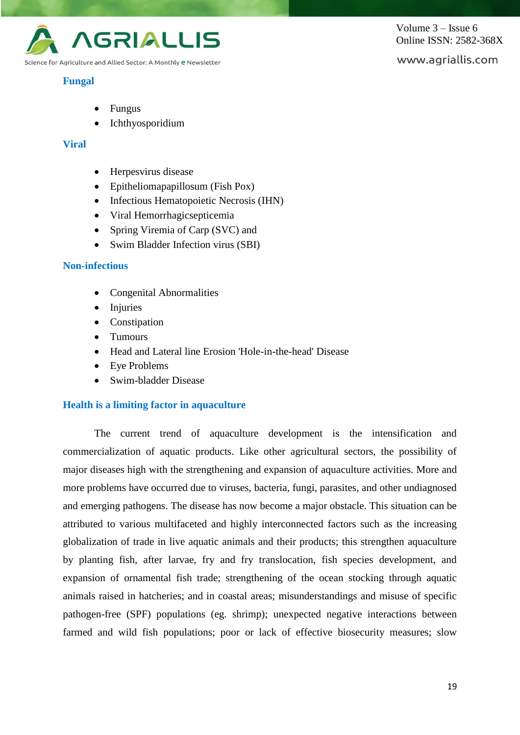### Fungal

- Fungus
- Ichthyosporidium

### Viral

- Herpesvirus disease
- Epitheliomapapillosum (Fish Pox)
- Infectious Hematopoietic Necrosis (IHN)
- Viral Hemorrhagicsepticemia
- Spring Viremia of Carp (SVC) and
- Swim Bladder Infection virus (SBI)

### Non-infectious

- Congenital Abnormalities
- Injuries
- Constipation
- Tumours
- Head and Lateral line Erosion 'Hole-in-the-head' Disease
- Eye Problems
- Swim-bladder Disease

### Health is a limiting factor in aquaculture

The current trend of aquaculture development is the intensification and commercialization of aquatic products. Like other agricultural sectors, the possibility of major diseases high with the strengthening and expansion of aquaculture activities. More and more problems have occurred due to viruses, bacteria, fungi, parasites, and other undiagnosed and emerging pathogens. The disease has now become a major obstacle. This situation can be attributed to various multifaceted and highly interconnected factors such as the increasing globalization of trade in live aquatic animals and their products; this strengthen aquaculture by planting fish, after larvae, fry and fry translocation, fish species development, and expansion of ornamental fish trade; strengthening of the ocean stocking through aquatic animals raised in hatcheries; and in coastal areas; misunderstandings and misuse of specific pathogen-free (SPF) populations (eg. shrimp); unexpected negative interactions between farmed and wild fish populations; poor or lack of effective biosecurity measures; slow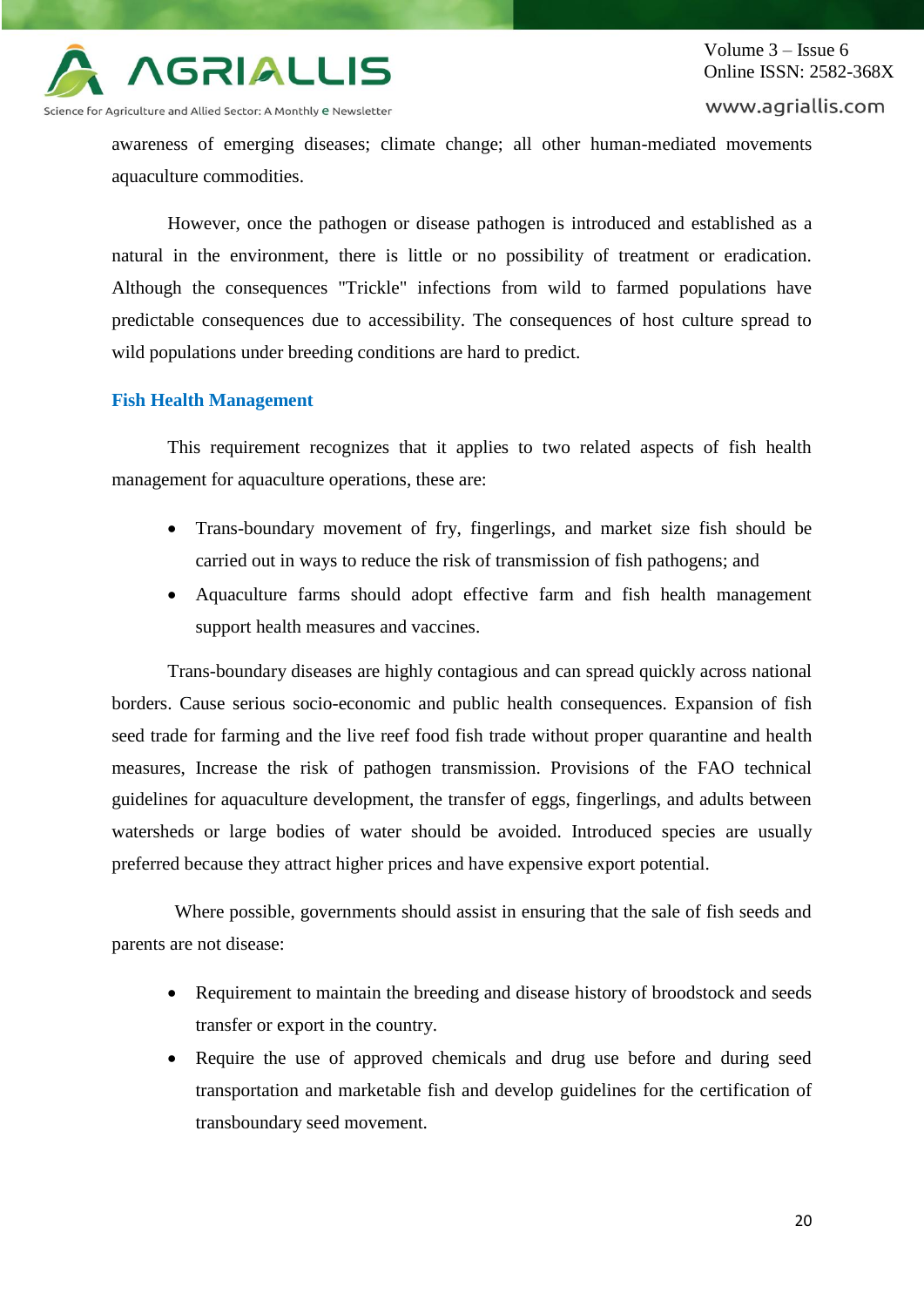awareness of emerging diseases; climate change; all other human-mediated movements aquaculture commodities.

However, once the pathogen or disease pathogen is introduced and established as a natural in the environment, there is little or no possibility of treatment or eradication. Although the consequences "Trickle" infections from wild to farmed populations have predictable consequences due to accessibility. The consequences of host culture spread to wild populations under breeding conditions are hard to predict.

## Fish Health Management

This requirement recognizes that it applies to two related aspects of fish health management for aquaculture operations, these are:

- Trans-boundary movement of fry, fingerlings, and market size fish should be carried out in ways to reduce the risk of transmission of fish pathogens; and
- Aquaculture farms should adopt effective farm and fish health management support health measures and vaccines.

Trans-boundary diseases are highly contagious and can spread quickly across national borders. Cause serious socio-economic and public health consequences. Expansion of fish seed trade for farming and the live reef food fish trade without proper quarantine and health measures, Increase the risk of pathogen transmission. Provisions of the FAO technical guidelines for aquaculture development, the transfer of eggs, fingerlings, and adults between watersheds or large bodies of water should be avoided. Introduced species are usually preferred because they attract higher prices and have expensive export potential.

Where possible, governments should assist in ensuring that the sale of fish seeds and parents are not disease:

- Requirement to maintain the breeding and disease history of broodstock and seeds transfer or export in the country.
- Require the use of approved chemicals and drug use before and during seed transportation and marketable fish and develop guidelines for the certification of transboundary seed movement.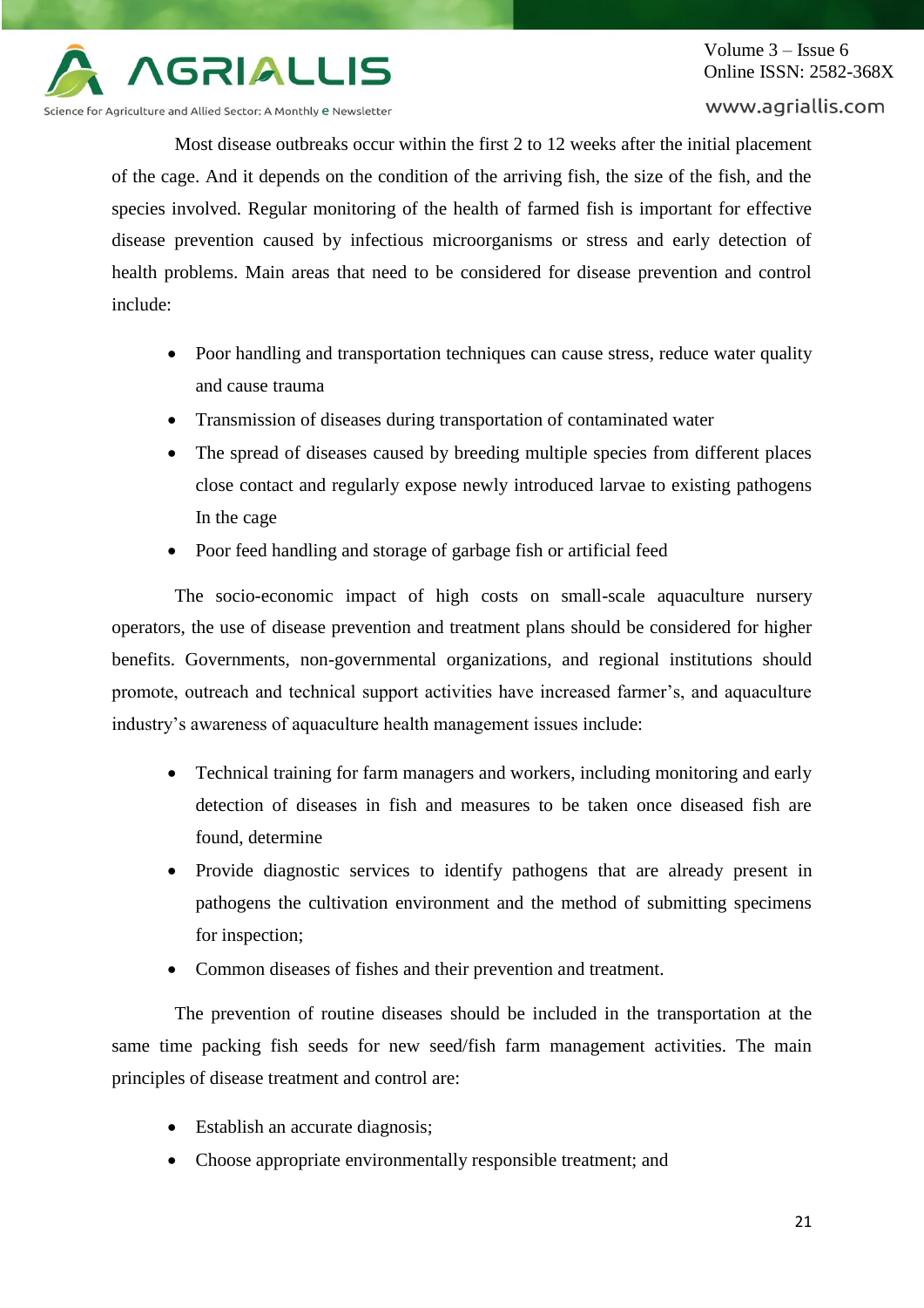Most disease outbreaks occur within the first 2 to 12 weeks after the initial placement of the cage. And it depends on the condition of the arriving fish, the size of the fish, and the species involved. Regular monitoring of the health of farmed fish is important for effective disease prevention caused by infectious microorganisms or stress and early detection of health problems. Main areas that need to be considered for disease prevention and control include:

- Poor handling and transportation techniques can cause stress, reduce water quality and cause trauma
- Transmission of diseases during transportation of contaminated water
- The spread of diseases caused by breeding multiple species from different places close contact and regularly expose newly introduced larvae to existing pathogens In the cage
- Poor feed handling and storage of garbage fish or artificial feed

The socio-economic impact of high costs on small-scale aquaculture nursery operators, the use of disease prevention and treatment plans should be considered for higher benefits. Governments, non-governmental organizations, and regional institutions should promote, outreach and technical support activities have increased farmer's, and aquaculture industry's awareness of aquaculture health management issues include:

- Technical training for farm managers and workers, including monitoring and early detection of diseases in fish and measures to be taken once diseased fish are found, determine
- Provide diagnostic services to identify pathogens that are already present in pathogens the cultivation environment and the method of submitting specimens for inspection;
- Common diseases of fishes and their prevention and treatment.

The prevention of routine diseases should be included in the transportation at the same time packing fish seeds for new seed/fish farm management activities. The main principles of disease treatment and control are:

- Establish an accurate diagnosis;
- Choose appropriate environmentally responsible treatment; and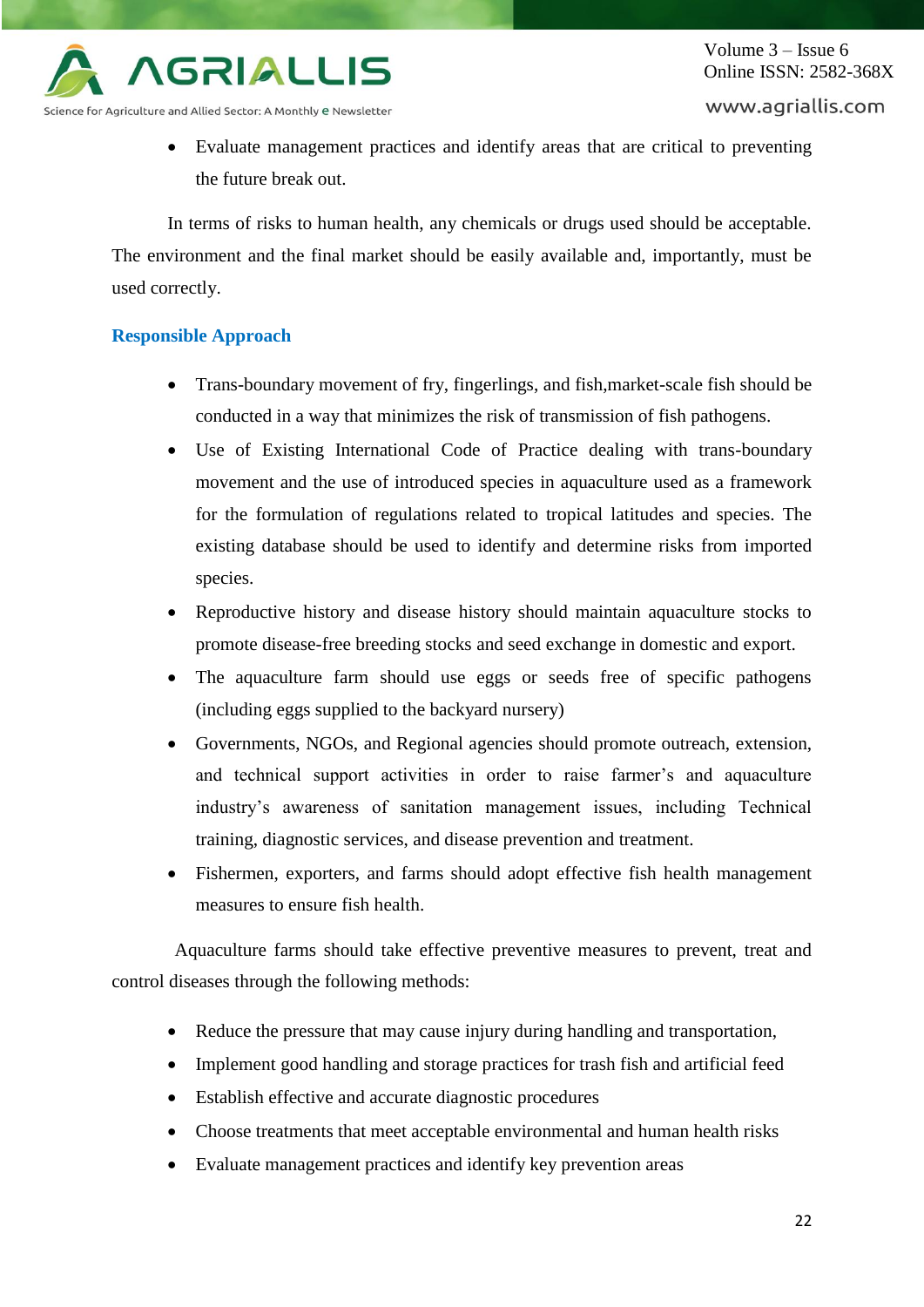- Evaluate management practices and identify areas that are critical to preventing the future break out.

In terms of risks to human health, any chemicals or drugs used should be acceptable. The environment and the final market should be easily available and, importantly, must be used correctly.

## Responsible Approach

- Trans-boundary movement of fry, fingerlings, and fish,market-scale fish should be conducted in a way that minimizes the risk of transmission of fish pathogens.
- Use of Existing International Code of Practice dealing with trans-boundary movement and the use of introduced species in aquaculture used as a framework for the formulation of regulations related to tropical latitudes and species. The existing database should be used to identify and determine risks from imported species.
- Reproductive history and disease history should maintain aquaculture stocks to promote disease-free breeding stocks and seed exchange in domestic and export.
- The aquaculture farm should use eggs or seeds free of specific pathogens (including eggs supplied to the backyard nursery)
- Governments, NGOs, and Regional agencies should promote outreach, extension, and technical support activities in order to raise farmer's and aquaculture industry's awareness of sanitation management issues, including Technical training, diagnostic services, and disease prevention and treatment.
- Fishermen, exporters, and farms should adopt effective fish health management measures to ensure fish health.

Aquaculture farms should take effective preventive measures to prevent, treat and control diseases through the following methods:

- Reduce the pressure that may cause injury during handling and transportation,
- Implement good handling and storage practices for trash fish and artificial feed
- Establish effective and accurate diagnostic procedures
- Choose treatments that meet acceptable environmental and human health risks
- Evaluate management practices and identify key prevention areas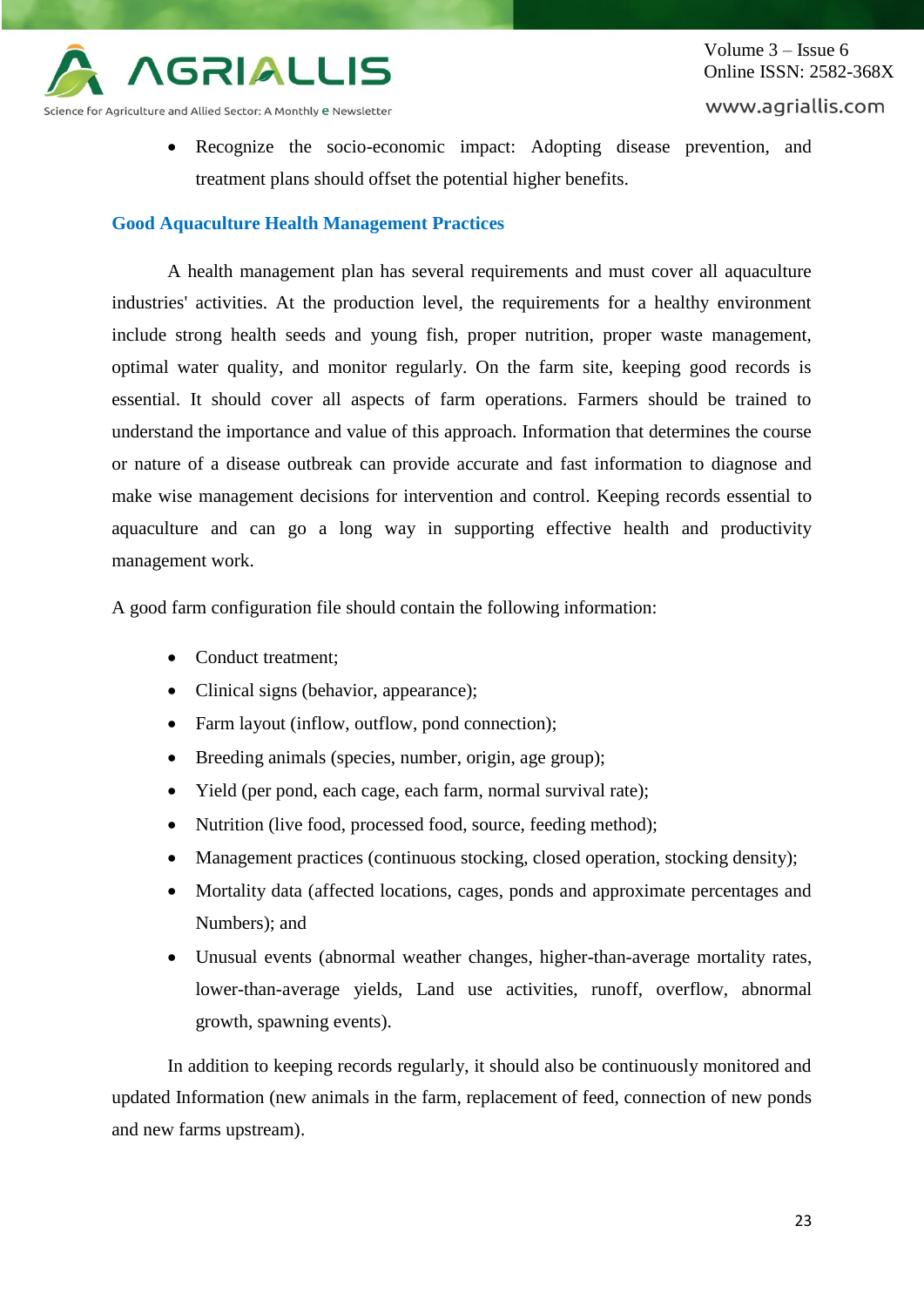- Recognize the socio-economic impact: Adopting disease prevention, and treatment plans should offset the potential higher benefits.

## Good Aquaculture Health Management Practices

A health management plan has several requirements and must cover all aquaculture industries' activities. At the production level, the requirements for a healthy environment include strong health seeds and young fish, proper nutrition, proper waste management, optimal water quality, and monitor regularly. On the farm site, keeping good records is essential. It should cover all aspects of farm operations. Farmers should be trained to understand the importance and value of this approach. Information that determines the course or nature of a disease outbreak can provide accurate and fast information to diagnose and make wise management decisions for intervention and control. Keeping records essential to aquaculture and can go a long way in supporting effective health and productivity management work.

A good farm configuration file should contain the following information:

- Conduct treatment;
- Clinical signs (behavior, appearance);
- Farm layout (inflow, outflow, pond connection);
- Breeding animals (species, number, origin, age group);
- Yield (per pond, each cage, each farm, normal survival rate);
- Nutrition (live food, processed food, source, feeding method);
- Management practices (continuous stocking, closed operation, stocking density);
- Mortality data (affected locations, cages, ponds and approximate percentages and Numbers); and
- Unusual events (abnormal weather changes, higher-than-average mortality rates, lower-than-average yields, Land use activities, runoff, overflow, abnormal growth, spawning events).

In addition to keeping records regularly, it should also be continuously monitored and updated Information (new animals in the farm, replacement of feed, connection of new ponds and new farms upstream).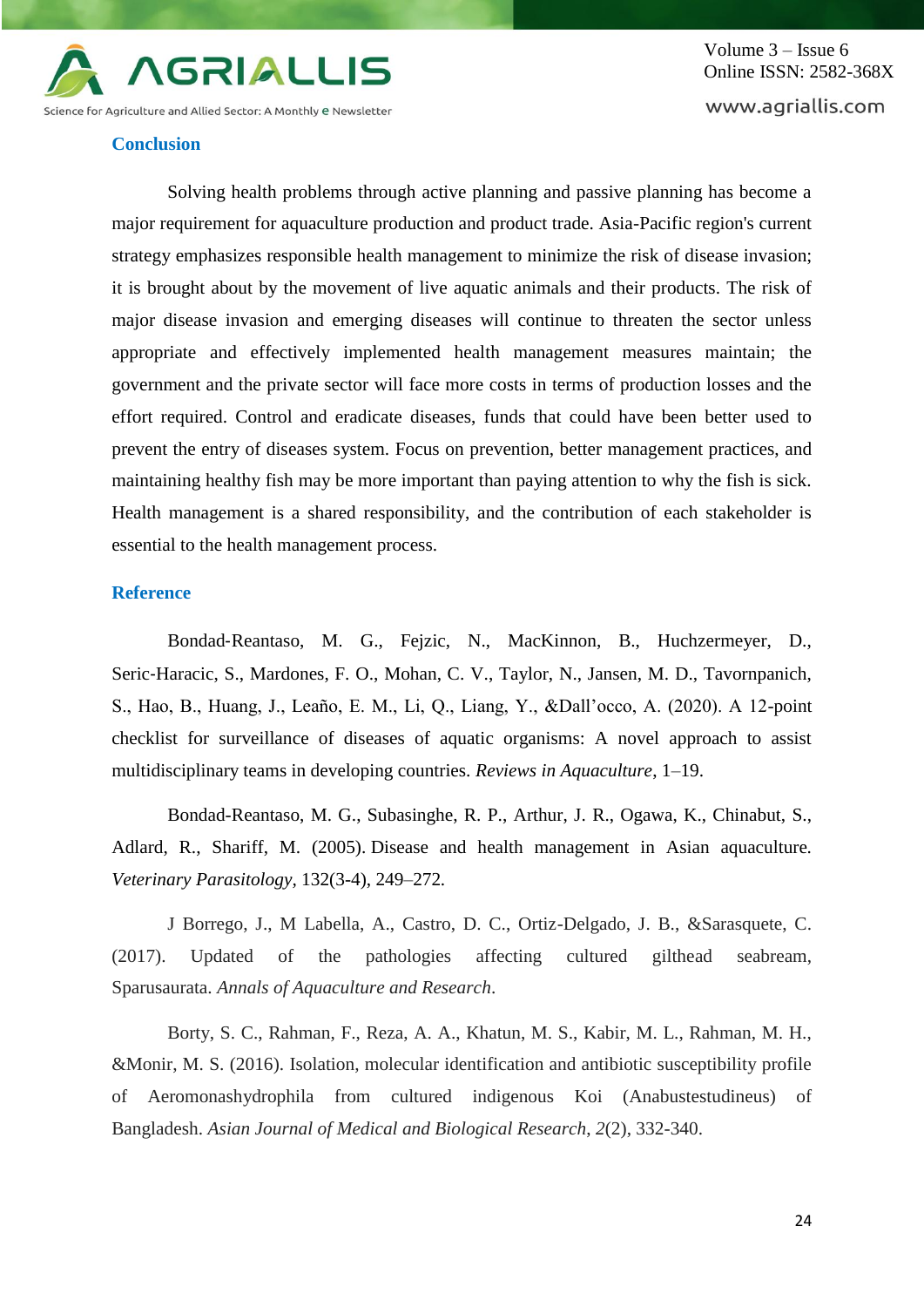## Conclusion

Solving health problems through active planning and passive planning has become a major requirement for aquaculture production and product trade. Asia-Pacific region's current strategy emphasizes responsible health management to minimize the risk of disease invasion; it is brought about by the movement of live aquatic animals and their products. The risk of major disease invasion and emerging diseases will continue to threaten the sector unless appropriate and effectively implemented health management measures maintain; the government and the private sector will face more costs in terms of production losses and the effort required. Control and eradicate diseases, funds that could have been better used to prevent the entry of diseases system. Focus on prevention, better management practices, and maintaining healthy fish may be more important than paying attention to why the fish is sick. Health management is a shared responsibility, and the contribution of each stakeholder is essential to the health management process.

## Reference

Bondad-Reantaso, M. G., Fejzic, N., MacKinnon, B., Huchzermeyer, D., Seric-Haracic, S., Mardones, F. O., Mohan, C. V., Taylor, N., Jansen, M. D., Tavornpanich, S., Hao, B., Huang, J., Leaño, E. M., Li, Q., Liang, Y., &Dall'occo, A. (2020). A 12-point checklist for surveillance of diseases of aquatic organisms: A novel approach to assist multidisciplinary teams in developing countries. *Reviews in Aquaculture*, 1–19.

Bondad-Reantaso, M. G., Subasinghe, R. P., Arthur, J. R., Ogawa, K., Chinabut, S., Adlard, R., Shariff, M. (2005). Disease and health management in Asian aquaculture. *Veterinary Parasitology*, 132(3-4), 249–272.

J Borrego, J., M Labella, A., Castro, D. C., Ortiz-Delgado, J. B., &Sarasquete, C. (2017). Updated of the pathologies affecting cultured gilthead seabream, Sparusaurata. *Annals of Aquaculture and Research*.

Borty, S. C., Rahman, F., Reza, A. A., Khatun, M. S., Kabir, M. L., Rahman, M. H., &Monir, M. S. (2016). Isolation, molecular identification and antibiotic susceptibility profile of Aeromonashydrophila from cultured indigenous Koi (Anabustestudineus) of Bangladesh. *Asian Journal of Medical and Biological Research*, *2*(2), 332-340.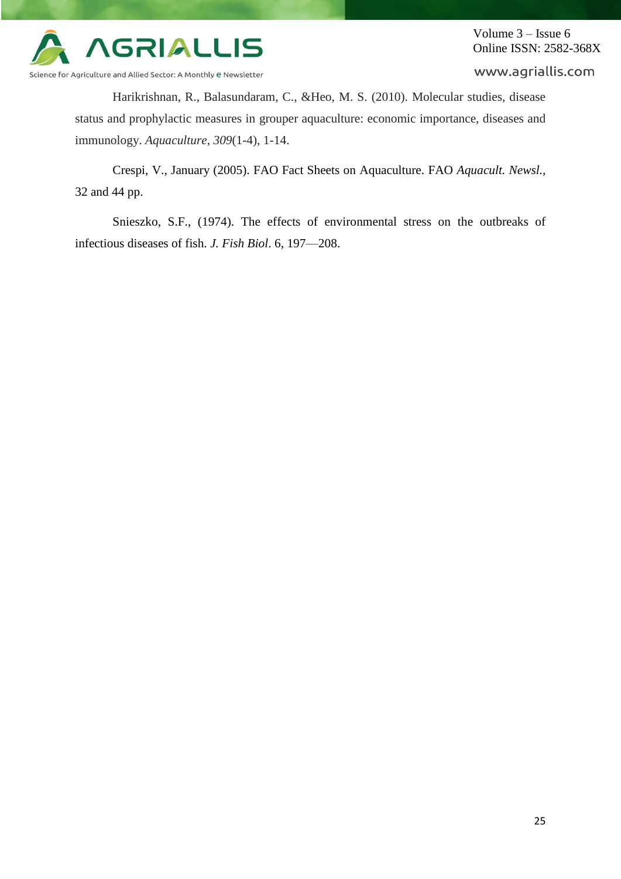Harikrishnan, R., Balasundaram, C., &Heo, M. S. (2010). Molecular studies, disease status and prophylactic measures in grouper aquaculture: economic importance, diseases and immunology. *Aquaculture*, *309*(1-4), 1-14.

Crespi, V., January (2005). FAO Fact Sheets on Aquaculture. FAO *Aquacult. Newsl.*, 32 and 44 pp.

Snieszko, S.F., (1974). The effects of environmental stress on the outbreaks of infectious diseases of fish. *J. Fish Biol*. 6, 197—208.